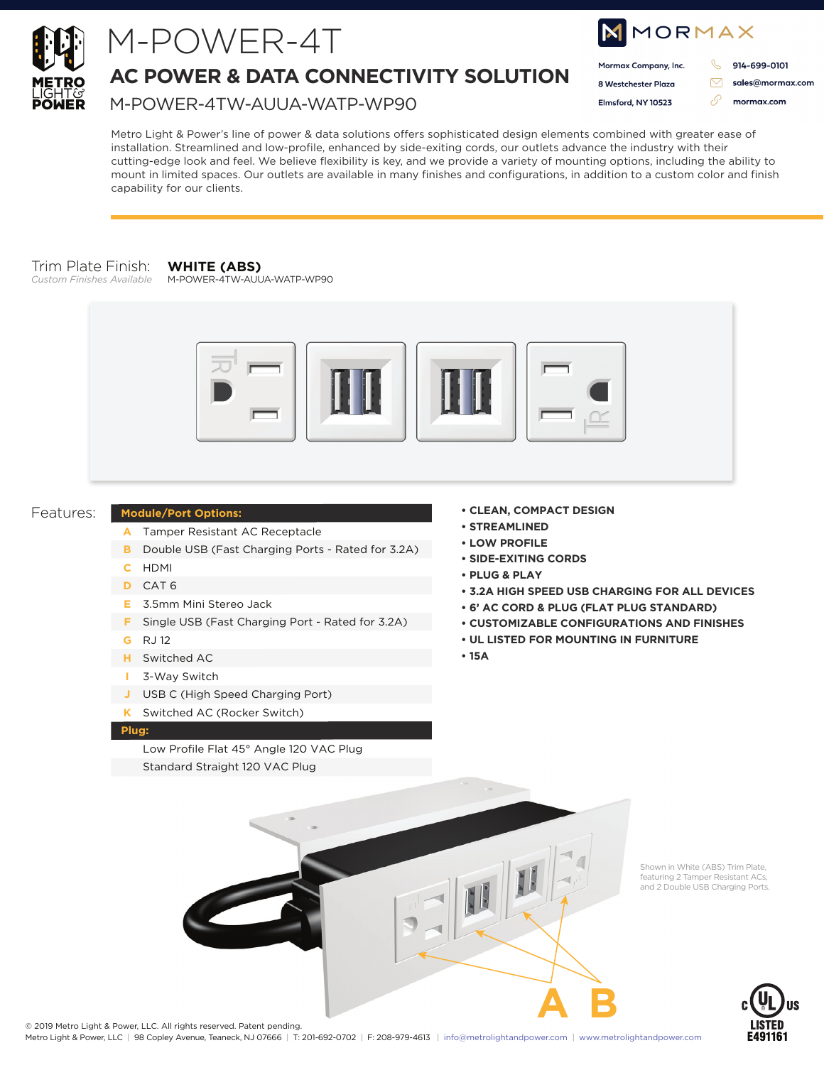METRO LIGHT & POWER

# M-POWER-4T

## AC POWER & DATA CONNECTIVITY SOLUTION

M-POWER-4TW-AUUA-WATP-WP90

MORMAX

Mormax Company, Inc.
8 Westchester Plaza
Elmsford, NY 10523

914-699-0101
sales@mormax.com
mormax.com

Metro Light & Power's line of power & data solutions offers sophisticated design elements combined with greater ease of installation. Streamlined and low-profile, enhanced by side-exiting cords, our outlets advance the industry with their cutting-edge look and feel. We believe flexibility is key, and we provide a variety of mounting options, including the ability to mount in limited spaces. Our outlets are available in many finishes and configurations, in addition to a custom color and finish capability for our clients.

Trim Plate Finish: **WHITE (ABS)**
*Custom Finishes Available*
M-POWER-4TW-AUUA-WATP-WP90

Features:

| | Module/Port Options: |
|---|---|
| A | Tamper Resistant AC Receptacle |
| B | Double USB (Fast Charging Ports - Rated for 3.2A) |
| C | HDMI |
| D | CAT 6 |
| E | 3.5mm Mini Stereo Jack |
| F | Single USB (Fast Charging Port - Rated for 3.2A) |
| G | RJ 12 |
| H | Switched AC |
| I | 3-Way Switch |
| J | USB C (High Speed Charging Port) |
| K | Switched AC (Rocker Switch) |

| Plug: |
|---|
| Low Profile Flat 45° Angle 120 VAC Plug |
| Standard Straight 120 VAC Plug |

- **CLEAN, COMPACT DESIGN**
- **STREAMLINED**
- **LOW PROFILE**
- **SIDE-EXITING CORDS**
- **PLUG & PLAY**
- **3.2A HIGH SPEED USB CHARGING FOR ALL DEVICES**
- **6' AC CORD & PLUG (FLAT PLUG STANDARD)**
- **CUSTOMIZABLE CONFIGURATIONS AND FINISHES**
- **UL LISTED FOR MOUNTING IN FURNITURE**
- **15A**

A B

Shown in White (ABS) Trim Plate, featuring 2 Tamper Resistant ACs, and 2 Double USB Charging Ports.

c UL us LISTED E491161

© 2019 Metro Light & Power, LLC. All rights reserved. Patent pending.
Metro Light & Power, LLC | 98 Copley Avenue, Teaneck, NJ 07666 | T: 201-692-0702 | F: 208-979-4613 | info@metrolightandpower.com | www.metrolightandpower.com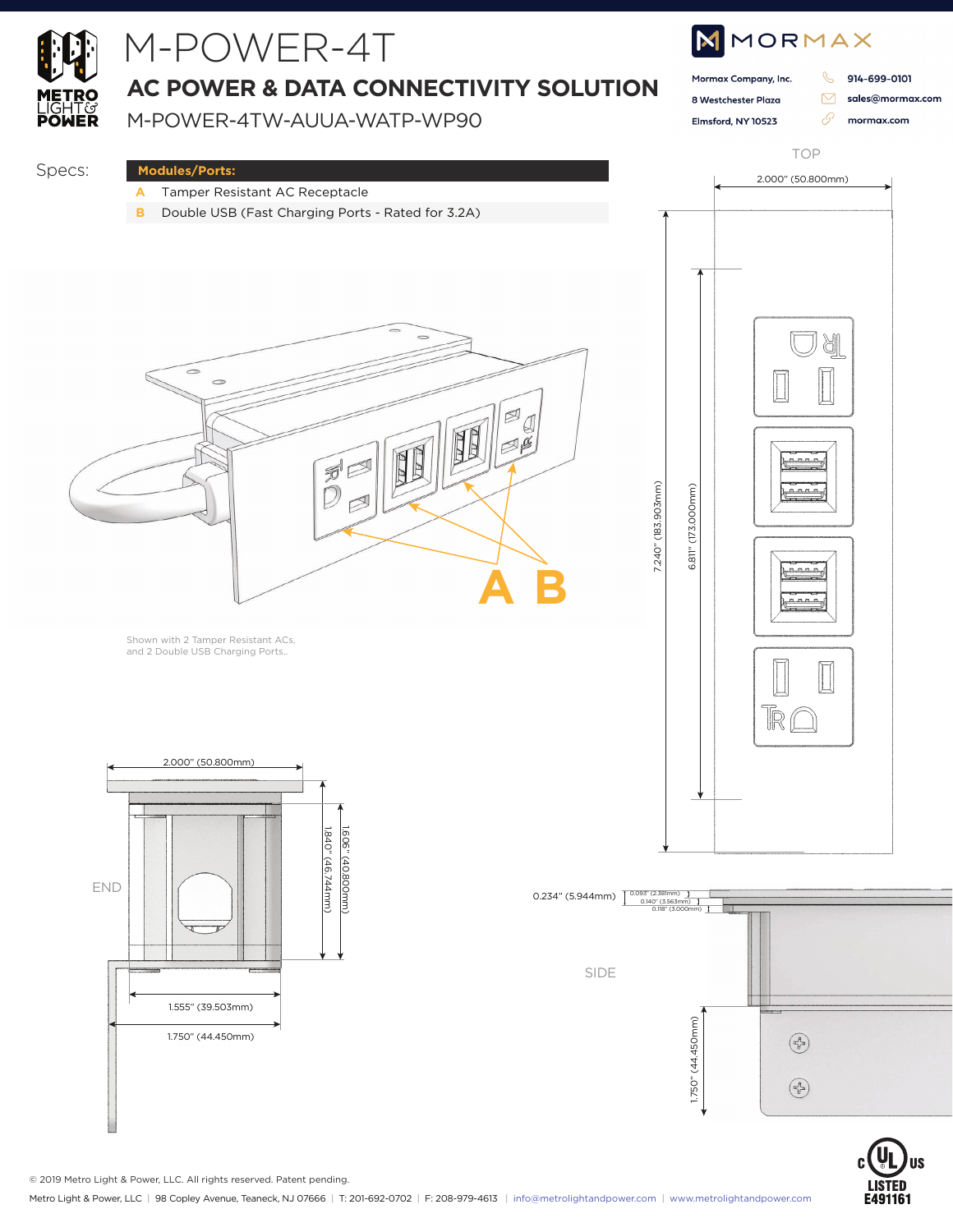# M-POWER-4T

## AC POWER & DATA CONNECTIVITY SOLUTION

M-POWER-4TW-AUUA-WATP-WP90

MORMAX

Mormax Company, Inc.
8 Westchester Plaza
Elmsford, NY 10523

914-699-0101
sales@mormax.com
mormax.com

Specs:

| Modules/Ports: | |
|---|---|
| A | Tamper Resistant AC Receptacle |
| B | Double USB (Fast Charging Ports - Rated for 3.2A) |

A B

Shown with 2 Tamper Resistant ACs, and 2 Double USB Charging Ports..

TOP

2.000" (50.800mm)

7.240" (183.903mm)

6.811" (173.000mm)

END

2.000" (50.800mm)

1.840" (46.744mm)

1.606" (40.800mm)

1.555" (39.503mm)

1.750" (44.450mm)

SIDE

0.234" (5.944mm)

0.093" (2.381mm)

0.140" (3.563mm)

0.118" (3.000mm)

1.750" (44.450mm)

c UL us LISTED E491161

© 2019 Metro Light & Power, LLC. All rights reserved. Patent pending.

Metro Light & Power, LLC | 98 Copley Avenue, Teaneck, NJ 07666 | T: 201-692-0702 | F: 208-979-4613 | info@metrolightandpower.com | www.metrolightandpower.com